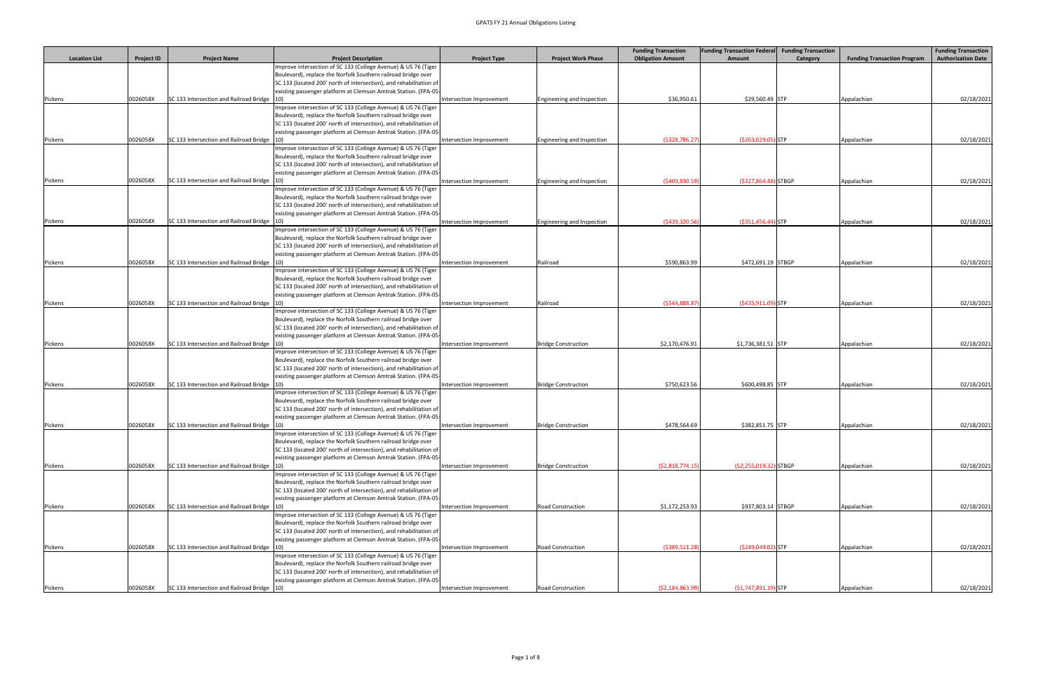# GPATS FY 21 Annual Obligations Listing

| Location List | Project ID | Project Name | Project Description | Project Type | Project Work Phase | Funding Transaction Obligation Amount | Funding Transaction Federal Amount | Funding Transaction Category | Funding Transaction Program | Funding Transaction Authorization Date |
|---|---|---|---|---|---|---|---|---|---|---|
| Pickens | 0026058X | SC 133 Intersection and Railroad Bridge | Improve intersection of SC 133 (College Avenue) & US 76 (Tiger Boulevard), replace the Norfolk Southern railroad bridge over SC 133 (located 200' north of intersection), and rehabilitation of existing passenger platform at Clemson Amtrak Station. (FPA-05-10) | Intersection Improvement | Engineering and Inspection | $36,950.61 | $29,560.49 | STP | Appalachian | 02/18/2021 |
| Pickens | 0026058X | SC 133 Intersection and Railroad Bridge | Improve intersection of SC 133 (College Avenue) & US 76 (Tiger Boulevard), replace the Norfolk Southern railroad bridge over SC 133 (located 200' north of intersection), and rehabilitation of existing passenger platform at Clemson Amtrak Station. (FPA-05-10) | Intersection Improvement | Engineering and Inspection | ($328,786.27) | ($263,029.05) | STP | Appalachian | 02/18/2021 |
| Pickens | 0026058X | SC 133 Intersection and Railroad Bridge | Improve intersection of SC 133 (College Avenue) & US 76 (Tiger Boulevard), replace the Norfolk Southern railroad bridge over SC 133 (located 200' north of intersection), and rehabilitation of existing passenger platform at Clemson Amtrak Station. (FPA-05-10) | Intersection Improvement | Engineering and Inspection | ($409,830.59) | ($327,864.48) | STBGP | Appalachian | 02/18/2021 |
| Pickens | 0026058X | SC 133 Intersection and Railroad Bridge | Improve intersection of SC 133 (College Avenue) & US 76 (Tiger Boulevard), replace the Norfolk Southern railroad bridge over SC 133 (located 200' north of intersection), and rehabilitation of existing passenger platform at Clemson Amtrak Station. (FPA-05-10) | Intersection Improvement | Engineering and Inspection | ($439,320.56) | ($351,456.44) | STP | Appalachian | 02/18/2021 |
| Pickens | 0026058X | SC 133 Intersection and Railroad Bridge | Improve intersection of SC 133 (College Avenue) & US 76 (Tiger Boulevard), replace the Norfolk Southern railroad bridge over SC 133 (located 200' north of intersection), and rehabilitation of existing passenger platform at Clemson Amtrak Station. (FPA-05-10) | Intersection Improvement | Railroad | $590,863.99 | $472,691.19 | STBGP | Appalachian | 02/18/2021 |
| Pickens | 0026058X | SC 133 Intersection and Railroad Bridge | Improve intersection of SC 133 (College Avenue) & US 76 (Tiger Boulevard), replace the Norfolk Southern railroad bridge over SC 133 (located 200' north of intersection), and rehabilitation of existing passenger platform at Clemson Amtrak Station. (FPA-05-10) | Intersection Improvement | Railroad | ($544,888.87) | ($435,911.09) | STP | Appalachian | 02/18/2021 |
| Pickens | 0026058X | SC 133 Intersection and Railroad Bridge | Improve intersection of SC 133 (College Avenue) & US 76 (Tiger Boulevard), replace the Norfolk Southern railroad bridge over SC 133 (located 200' north of intersection), and rehabilitation of existing passenger platform at Clemson Amtrak Station. (FPA-05-10) | Intersection Improvement | Bridge Construction | $2,170,476.91 | $1,736,381.51 | STP | Appalachian | 02/18/2021 |
| Pickens | 0026058X | SC 133 Intersection and Railroad Bridge | Improve intersection of SC 133 (College Avenue) & US 76 (Tiger Boulevard), replace the Norfolk Southern railroad bridge over SC 133 (located 200' north of intersection), and rehabilitation of existing passenger platform at Clemson Amtrak Station. (FPA-05-10) | Intersection Improvement | Bridge Construction | $750,623.56 | $600,498.85 | STP | Appalachian | 02/18/2021 |
| Pickens | 0026058X | SC 133 Intersection and Railroad Bridge | Improve intersection of SC 133 (College Avenue) & US 76 (Tiger Boulevard), replace the Norfolk Southern railroad bridge over SC 133 (located 200' north of intersection), and rehabilitation of existing passenger platform at Clemson Amtrak Station. (FPA-05-10) | Intersection Improvement | Bridge Construction | $478,564.69 | $382,851.75 | STP | Appalachian | 02/18/2021 |
| Pickens | 0026058X | SC 133 Intersection and Railroad Bridge | Improve intersection of SC 133 (College Avenue) & US 76 (Tiger Boulevard), replace the Norfolk Southern railroad bridge over SC 133 (located 200' north of intersection), and rehabilitation of existing passenger platform at Clemson Amtrak Station. (FPA-05-10) | Intersection Improvement | Bridge Construction | ($2,818,774.15) | ($2,255,019.32) | STBGP | Appalachian | 02/18/2021 |
| Pickens | 0026058X | SC 133 Intersection and Railroad Bridge | Improve intersection of SC 133 (College Avenue) & US 76 (Tiger Boulevard), replace the Norfolk Southern railroad bridge over SC 133 (located 200' north of intersection), and rehabilitation of existing passenger platform at Clemson Amtrak Station. (FPA-05-10) | Intersection Improvement | Road Construction | $1,172,253.93 | $937,803.14 | STBGP | Appalachian | 02/18/2021 |
| Pickens | 0026058X | SC 133 Intersection and Railroad Bridge | Improve intersection of SC 133 (College Avenue) & US 76 (Tiger Boulevard), replace the Norfolk Southern railroad bridge over SC 133 (located 200' north of intersection), and rehabilitation of existing passenger platform at Clemson Amtrak Station. (FPA-05-10) | Intersection Improvement | Road Construction | ($389,511.28) | ($249,049.02) | STP | Appalachian | 02/18/2021 |
| Pickens | 0026058X | SC 133 Intersection and Railroad Bridge | Improve intersection of SC 133 (College Avenue) & US 76 (Tiger Boulevard), replace the Norfolk Southern railroad bridge over SC 133 (located 200' north of intersection), and rehabilitation of existing passenger platform at Clemson Amtrak Station. (FPA-05-10) | Intersection Improvement | Road Construction | ($2,184,863.99) | ($1,747,891.19) | STP | Appalachian | 02/18/2021 |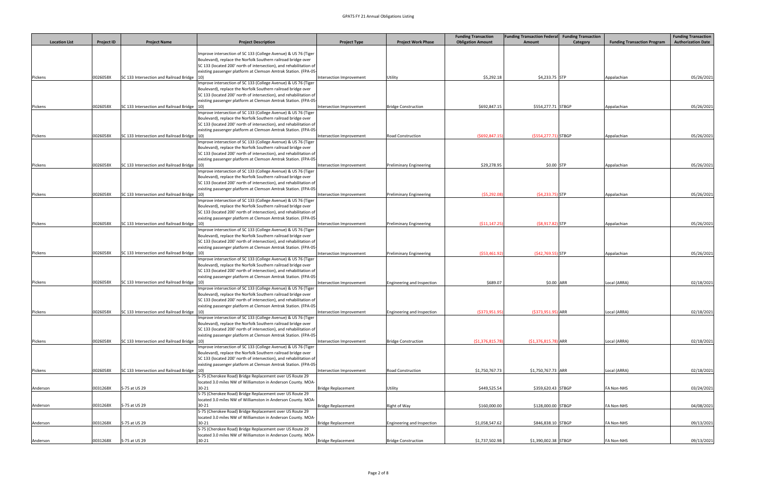| Location List | Project ID | Project Name | Project Description | Project Type | Project Work Phase | Funding Transaction Obligation Amount | Funding Transaction Federal Amount | Funding Transaction Category | Funding Transaction Program | Funding Transaction Authorization Date |
|---|---|---|---|---|---|---|---|---|---|---|
| Pickens | 0026058X | SC 133 Intersection and Railroad Bridge | Improve intersection of SC 133 (College Avenue) & US 76 (Tiger Boulevard), replace the Norfolk Southern railroad bridge over SC 133 (located 200' north of intersection), and rehabilitation of existing passenger platform at Clemson Amtrak Station. (FPA-05-10) | Intersection Improvement | Utility | $5,292.18 | $4,233.75 | STP | Appalachian | 05/26/2021 |
| Pickens | 0026058X | SC 133 Intersection and Railroad Bridge | Improve intersection of SC 133 (College Avenue) & US 76 (Tiger Boulevard), replace the Norfolk Southern railroad bridge over SC 133 (located 200' north of intersection), and rehabilitation of existing passenger platform at Clemson Amtrak Station. (FPA-05-10) | Intersection Improvement | Bridge Construction | $692,847.15 | $554,277.71 | STBGP | Appalachian | 05/26/2021 |
| Pickens | 0026058X | SC 133 Intersection and Railroad Bridge | Improve intersection of SC 133 (College Avenue) & US 76 (Tiger Boulevard), replace the Norfolk Southern railroad bridge over SC 133 (located 200' north of intersection), and rehabilitation of existing passenger platform at Clemson Amtrak Station. (FPA-05-10) | Intersection Improvement | Road Construction | ($692,847.15) | ($554,277.71) | STBGP | Appalachian | 05/26/2021 |
| Pickens | 0026058X | SC 133 Intersection and Railroad Bridge | Improve intersection of SC 133 (College Avenue) & US 76 (Tiger Boulevard), replace the Norfolk Southern railroad bridge over SC 133 (located 200' north of intersection), and rehabilitation of existing passenger platform at Clemson Amtrak Station. (FPA-05-10) | Intersection Improvement | Preliminary Engineering | $29,278.95 | $0.00 | STP | Appalachian | 05/26/2021 |
| Pickens | 0026058X | SC 133 Intersection and Railroad Bridge | Improve intersection of SC 133 (College Avenue) & US 76 (Tiger Boulevard), replace the Norfolk Southern railroad bridge over SC 133 (located 200' north of intersection), and rehabilitation of existing passenger platform at Clemson Amtrak Station. (FPA-05-10) | Intersection Improvement | Preliminary Engineering | ($5,292.08) | ($4,233.75) | STP | Appalachian | 05/26/2021 |
| Pickens | 0026058X | SC 133 Intersection and Railroad Bridge | Improve intersection of SC 133 (College Avenue) & US 76 (Tiger Boulevard), replace the Norfolk Southern railroad bridge over SC 133 (located 200' north of intersection), and rehabilitation of existing passenger platform at Clemson Amtrak Station. (FPA-05-10) | Intersection Improvement | Preliminary Engineering | ($11,147.25) | ($8,917.82) | STP | Appalachian | 05/26/2021 |
| Pickens | 0026058X | SC 133 Intersection and Railroad Bridge | Improve intersection of SC 133 (College Avenue) & US 76 (Tiger Boulevard), replace the Norfolk Southern railroad bridge over SC 133 (located 200' north of intersection), and rehabilitation of existing passenger platform at Clemson Amtrak Station. (FPA-05-10) | Intersection Improvement | Preliminary Engineering | ($53,461.92) | ($42,769.55) | STP | Appalachian | 05/26/2021 |
| Pickens | 0026058X | SC 133 Intersection and Railroad Bridge | Improve intersection of SC 133 (College Avenue) & US 76 (Tiger Boulevard), replace the Norfolk Southern railroad bridge over SC 133 (located 200' north of intersection), and rehabilitation of existing passenger platform at Clemson Amtrak Station. (FPA-05-10) | Intersection Improvement | Engineering and Inspection | $689.07 | $0.00 | ARR | Local (ARRA) | 02/18/2021 |
| Pickens | 0026058X | SC 133 Intersection and Railroad Bridge | Improve intersection of SC 133 (College Avenue) & US 76 (Tiger Boulevard), replace the Norfolk Southern railroad bridge over SC 133 (located 200' north of intersection), and rehabilitation of existing passenger platform at Clemson Amtrak Station. (FPA-05-10) | Intersection Improvement | Engineering and Inspection | ($373,951.95) | ($373,951.95) | ARR | Local (ARRA) | 02/18/2021 |
| Pickens | 0026058X | SC 133 Intersection and Railroad Bridge | Improve intersection of SC 133 (College Avenue) & US 76 (Tiger Boulevard), replace the Norfolk Southern railroad bridge over SC 133 (located 200' north of intersection), and rehabilitation of existing passenger platform at Clemson Amtrak Station. (FPA-05-10) | Intersection Improvement | Bridge Construction | ($1,376,815.78) | ($1,376,815.78) | ARR | Local (ARRA) | 02/18/2021 |
| Pickens | 0026058X | SC 133 Intersection and Railroad Bridge | Improve intersection of SC 133 (College Avenue) & US 76 (Tiger Boulevard), replace the Norfolk Southern railroad bridge over SC 133 (located 200' north of intersection), and rehabilitation of existing passenger platform at Clemson Amtrak Station. (FPA-05-10) | Intersection Improvement | Road Construction | $1,750,767.73 | $1,750,767.73 | ARR | Local (ARRA) | 02/18/2021 |
| Anderson | 0031268X | S-75 at US 29 | S-75 (Cherokee Road) Bridge Replacement over US Route 29 located 3.0 miles NW of Williamston in Anderson County. MOA-30-21 | Bridge Replacement | Utility | $449,525.54 | $359,620.43 | STBGP | FA Non-NHS | 03/24/2021 |
| Anderson | 0031268X | S-75 at US 29 | S-75 (Cherokee Road) Bridge Replacement over US Route 29 located 3.0 miles NW of Williamston in Anderson County. MOA-30-21 | Bridge Replacement | Right of Way | $160,000.00 | $128,000.00 | STBGP | FA Non-NHS | 04/08/2021 |
| Anderson | 0031268X | S-75 at US 29 | S-75 (Cherokee Road) Bridge Replacement over US Route 29 located 3.0 miles NW of Williamston in Anderson County. MOA-30-21 | Bridge Replacement | Engineering and Inspection | $1,058,547.62 | $846,838.10 | STBGP | FA Non-NHS | 09/13/2021 |
| Anderson | 0031268X | S-75 at US 29 | S-75 (Cherokee Road) Bridge Replacement over US Route 29 located 3.0 miles NW of Williamston in Anderson County. MOA-30-21 | Bridge Replacement | Bridge Construction | $1,737,502.98 | $1,390,002.38 | STBGP | FA Non-NHS | 09/13/2021 |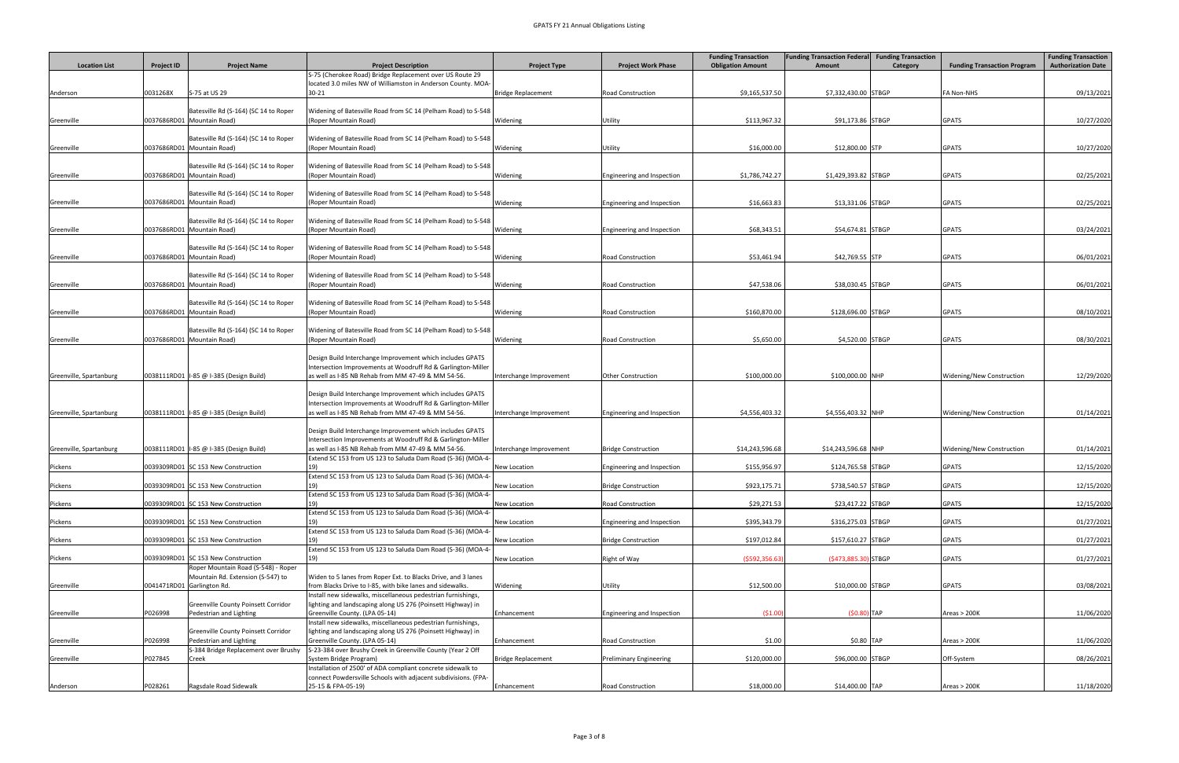| Location List | Project ID | Project Name | Project Description | Project Type | Project Work Phase | Funding Transaction Obligation Amount | Funding Transaction Federal Amount | Funding Transaction Category | Funding Transaction Program | Funding Transaction Authorization Date |
|---|---|---|---|---|---|---|---|---|---|---|
| Anderson | 0031268X | S-75 at US 29 | S-75 (Cherokee Road) Bridge Replacement over US Route 29 located 3.0 miles NW of Williamston in Anderson County. MOA-30-21 | Bridge Replacement | Road Construction | $9,165,537.50 | $7,332,430.00 | STBGP | FA Non-NHS | 09/13/2021 |
| Greenville | 0037686RD01 | Batesville Rd (S-164) (SC 14 to Roper Mountain Road) | Widening of Batesville Road from SC 14 (Pelham Road) to S-548 (Roper Mountain Road) | Widening | Utility | $113,967.32 | $91,173.86 | STBGP | GPATS | 10/27/2020 |
| Greenville | 0037686RD01 | Batesville Rd (S-164) (SC 14 to Roper Mountain Road) | Widening of Batesville Road from SC 14 (Pelham Road) to S-548 (Roper Mountain Road) | Widening | Utility | $16,000.00 | $12,800.00 | STP | GPATS | 10/27/2020 |
| Greenville | 0037686RD01 | Batesville Rd (S-164) (SC 14 to Roper Mountain Road) | Widening of Batesville Road from SC 14 (Pelham Road) to S-548 (Roper Mountain Road) | Widening | Engineering and Inspection | $1,786,742.27 | $1,429,393.82 | STBGP | GPATS | 02/25/2021 |
| Greenville | 0037686RD01 | Batesville Rd (S-164) (SC 14 to Roper Mountain Road) | Widening of Batesville Road from SC 14 (Pelham Road) to S-548 (Roper Mountain Road) | Widening | Engineering and Inspection | $16,663.83 | $13,331.06 | STBGP | GPATS | 02/25/2021 |
| Greenville | 0037686RD01 | Batesville Rd (S-164) (SC 14 to Roper Mountain Road) | Widening of Batesville Road from SC 14 (Pelham Road) to S-548 (Roper Mountain Road) | Widening | Engineering and Inspection | $68,343.51 | $54,674.81 | STBGP | GPATS | 03/24/2021 |
| Greenville | 0037686RD01 | Batesville Rd (S-164) (SC 14 to Roper Mountain Road) | Widening of Batesville Road from SC 14 (Pelham Road) to S-548 (Roper Mountain Road) | Widening | Road Construction | $53,461.94 | $42,769.55 | STP | GPATS | 06/01/2021 |
| Greenville | 0037686RD01 | Batesville Rd (S-164) (SC 14 to Roper Mountain Road) | Widening of Batesville Road from SC 14 (Pelham Road) to S-548 (Roper Mountain Road) | Widening | Road Construction | $47,538.06 | $38,030.45 | STBGP | GPATS | 06/01/2021 |
| Greenville | 0037686RD01 | Batesville Rd (S-164) (SC 14 to Roper Mountain Road) | Widening of Batesville Road from SC 14 (Pelham Road) to S-548 (Roper Mountain Road) | Widening | Road Construction | $160,870.00 | $128,696.00 | STBGP | GPATS | 08/10/2021 |
| Greenville | 0037686RD01 | Batesville Rd (S-164) (SC 14 to Roper Mountain Road) | Widening of Batesville Road from SC 14 (Pelham Road) to S-548 (Roper Mountain Road) | Widening | Road Construction | $5,650.00 | $4,520.00 | STBGP | GPATS | 08/30/2021 |
| Greenville, Spartanburg | 0038111RD01 | I-85 @ I-385 (Design Build) | Design Build Interchange Improvement which includes GPATS Intersection Improvements at Woodruff Rd & Garlington-Miller as well as I-85 NB Rehab from MM 47-49 & MM 54-56. | Interchange Improvement | Other Construction | $100,000.00 | $100,000.00 | NHP | Widening/New Construction | 12/29/2020 |
| Greenville, Spartanburg | 0038111RD01 | I-85 @ I-385 (Design Build) | Design Build Interchange Improvement which includes GPATS Intersection Improvements at Woodruff Rd & Garlington-Miller as well as I-85 NB Rehab from MM 47-49 & MM 54-56. | Interchange Improvement | Engineering and Inspection | $4,556,403.32 | $4,556,403.32 | NHP | Widening/New Construction | 01/14/2021 |
| Greenville, Spartanburg | 0038111RD01 | I-85 @ I-385 (Design Build) | Design Build Interchange Improvement which includes GPATS Intersection Improvements at Woodruff Rd & Garlington-Miller as well as I-85 NB Rehab from MM 47-49 & MM 54-56. | Interchange Improvement | Bridge Construction | $14,243,596.68 | $14,243,596.68 | NHP | Widening/New Construction | 01/14/2021 |
| Pickens | 0039309RD01 | SC 153 New Construction | Extend SC 153 from US 123 to Saluda Dam Road (S-36) (MOA-4-19) | New Location | Engineering and Inspection | $155,956.97 | $124,765.58 | STBGP | GPATS | 12/15/2020 |
| Pickens | 0039309RD01 | SC 153 New Construction | Extend SC 153 from US 123 to Saluda Dam Road (S-36) (MOA-4-19) | New Location | Bridge Construction | $923,175.71 | $738,540.57 | STBGP | GPATS | 12/15/2020 |
| Pickens | 0039309RD01 | SC 153 New Construction | Extend SC 153 from US 123 to Saluda Dam Road (S-36) (MOA-4-19) | New Location | Road Construction | $29,271.53 | $23,417.22 | STBGP | GPATS | 12/15/2020 |
| Pickens | 0039309RD01 | SC 153 New Construction | Extend SC 153 from US 123 to Saluda Dam Road (S-36) (MOA-4-19) | New Location | Engineering and Inspection | $395,343.79 | $316,275.03 | STBGP | GPATS | 01/27/2021 |
| Pickens | 0039309RD01 | SC 153 New Construction | Extend SC 153 from US 123 to Saluda Dam Road (S-36) (MOA-4-19) | New Location | Bridge Construction | $197,012.84 | $157,610.27 | STBGP | GPATS | 01/27/2021 |
| Pickens | 0039309RD01 | SC 153 New Construction | Extend SC 153 from US 123 to Saluda Dam Road (S-36) (MOA-4-19) | New Location | Right of Way | ($592,356.63) | ($473,885.30) | STBGP | GPATS | 01/27/2021 |
| Greenville | 0041471RD01 | Roper Mountain Road (S-548) - Roper Mountain Rd. Extension (S-547) to Garlington Rd. | Widen to 5 lanes from Roper Ext. to Blacks Drive, and 3 lanes from Blacks Drive to I-85, with bike lanes and sidewalks. | Widening | Utility | $12,500.00 | $10,000.00 | STBGP | GPATS | 03/08/2021 |
| Greenville | P026998 | Greenville County Poinsett Corridor Pedestrian and Lighting | Install new sidewalks, miscellaneous pedestrian furnishings, lighting and landscaping along US 276 (Poinsett Highway) in Greenville County. (LPA 05-14) | Enhancement | Engineering and Inspection | ($1.00) | ($0.80) | TAP | Areas > 200K | 11/06/2020 |
| Greenville | P026998 | Greenville County Poinsett Corridor Pedestrian and Lighting | Install new sidewalks, miscellaneous pedestrian furnishings, lighting and landscaping along US 276 (Poinsett Highway) in Greenville County. (LPA 05-14) | Enhancement | Road Construction | $1.00 | $0.80 | TAP | Areas > 200K | 11/06/2020 |
| Greenville | P027845 | S-384 Bridge Replacement over Brushy Creek | S-23-384 over Brushy Creek in Greenville County (Year 2 Off System Bridge Program) | Bridge Replacement | Preliminary Engineering | $120,000.00 | $96,000.00 | STBGP | Off-System | 08/26/2021 |
| Anderson | P028261 | Ragsdale Road Sidewalk | Installation of 2500' of ADA compliant concrete sidewalk to connect Powdersville Schools with adjacent subdivisions. (FPA-25-15 & FPA-05-19) | Enhancement | Road Construction | $18,000.00 | $14,400.00 | TAP | Areas > 200K | 11/18/2020 |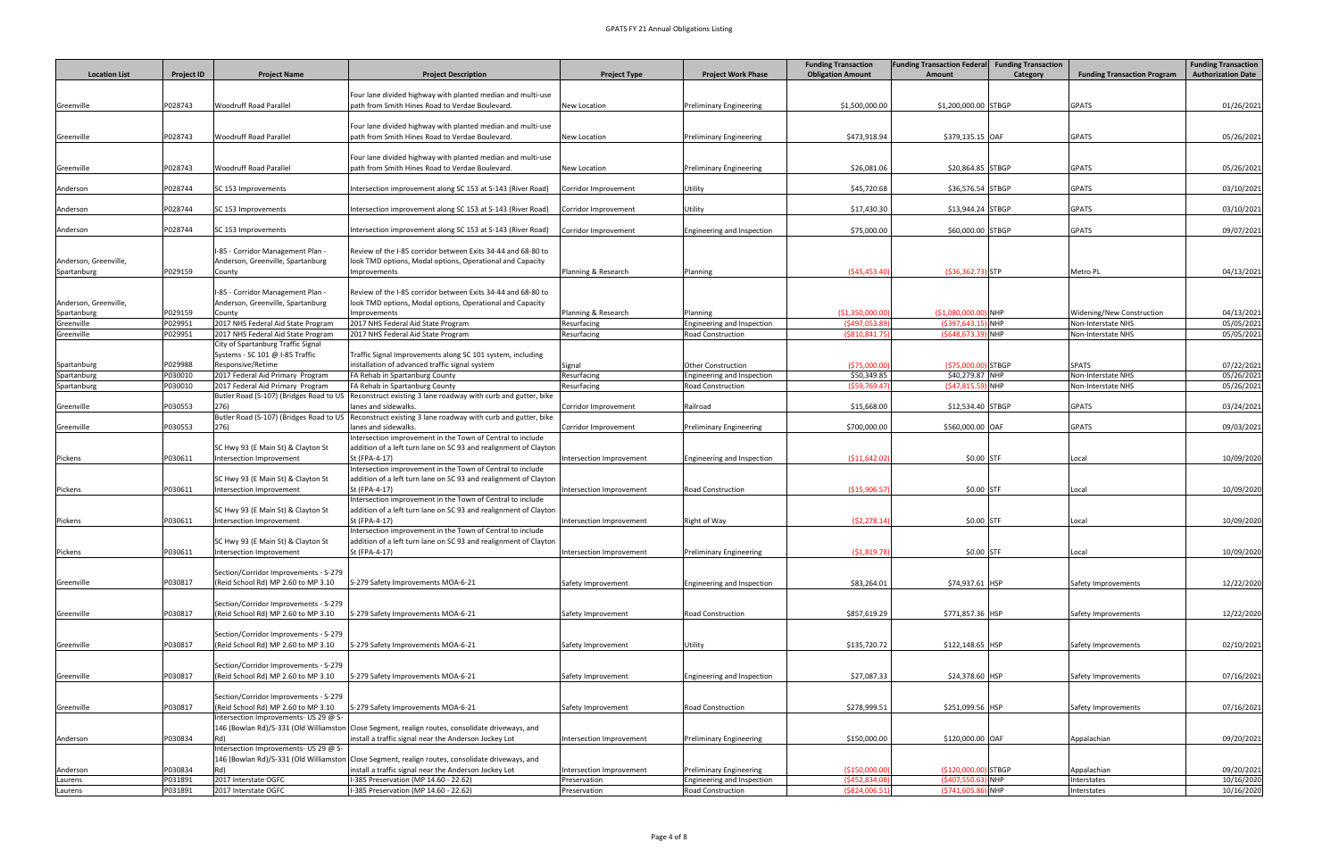| Location List | Project ID | Project Name | Project Description | Project Type | Project Work Phase | Funding Transaction Obligation Amount | Funding Transaction Federal Amount | Funding Transaction Category | Funding Transaction Program | Funding Transaction Authorization Date |
|---|---|---|---|---|---|---|---|---|---|---|
| Greenville | P028743 | Woodruff Road Parallel | Four lane divided highway with planted median and multi-use path from Smith Hines Road to Verdae Boulevard. | New Location | Preliminary Engineering | $1,500,000.00 | $1,200,000.00 | STBGP | GPATS | 01/26/2021 |
| Greenville | P028743 | Woodruff Road Parallel | Four lane divided highway with planted median and multi-use path from Smith Hines Road to Verdae Boulevard. | New Location | Preliminary Engineering | $473,918.94 | $379,135.15 | OAF | GPATS | 05/26/2021 |
| Greenville | P028743 | Woodruff Road Parallel | Four lane divided highway with planted median and multi-use path from Smith Hines Road to Verdae Boulevard. | New Location | Preliminary Engineering | $26,081.06 | $20,864.85 | STBGP | GPATS | 05/26/2021 |
| Anderson | P028744 | SC 153 Improvements | Intersection improvement along SC 153 at S-143 (River Road) | Corridor Improvement | Utility | $45,720.68 | $36,576.54 | STBGP | GPATS | 03/10/2021 |
| Anderson | P028744 | SC 153 Improvements | Intersection improvement along SC 153 at S-143 (River Road) | Corridor Improvement | Utility | $17,430.30 | $13,944.24 | STBGP | GPATS | 03/10/2021 |
| Anderson | P028744 | SC 153 Improvements | Intersection improvement along SC 153 at S-143 (River Road) | Corridor Improvement | Engineering and Inspection | $75,000.00 | $60,000.00 | STBGP | GPATS | 09/07/2021 |
| Anderson, Greenville, Spartanburg | P029159 | I-85 - Corridor Management Plan - Anderson, Greenville, Spartanburg County | Review of the I-85 corridor between Exits 34-44 and 68-80 to look TMD options, Modal options, Operational and Capacity Improvements | Planning & Research | Planning | ($45,453.40) | ($36,362.73) | STP | Metro PL | 04/13/2021 |
| Anderson, Greenville, Spartanburg | P029159 | I-85 - Corridor Management Plan - Anderson, Greenville, Spartanburg County | Review of the I-85 corridor between Exits 34-44 and 68-80 to look TMD options, Modal options, Operational and Capacity Improvements | Planning & Research | Planning | ($1,350,000.00) | ($1,080,000.00) | NHP | Widening/New Construction | 04/13/2021 |
| Greenville | P029951 | 2017 NHS Federal Aid State Program | 2017 NHS Federal Aid State Program | Resurfacing | Engineering and Inspection | ($497,053.89) | ($397,643.15) | NHP | Non-Interstate NHS | 05/05/2021 |
| Greenville | P029951 | 2017 NHS Federal Aid State Program | 2017 NHS Federal Aid State Program | Resurfacing | Road Construction | ($810,841.75) | ($648,673.39) | NHP | Non-Interstate NHS | 05/05/2021 |
| Spartanburg | P029988 | City of Spartanburg Traffic Signal Systems - SC 101 @ I-85 Traffic Responsive/Retime | Traffic Signal Improvements along SC 101 system, including installation of advanced traffic signal system | Signal | Other Construction | ($75,000.00) | ($75,000.00) | STBGP | SPATS | 07/22/2021 |
| Spartanburg | P030010 | 2017 Federal Aid Primary Program | FA Rehab in Spartanburg County | Resurfacing | Engineering and Inspection | $50,349.85 | $40,279.87 | NHP | Non-Interstate NHS | 05/26/2021 |
| Spartanburg | P030010 | 2017 Federal Aid Primary Program | FA Rehab in Spartanburg County | Resurfacing | Road Construction | ($59,769.47) | ($47,815.59) | NHP | Non-Interstate NHS | 05/26/2021 |
| Greenville | P030553 | Butler Road (S-107) (Bridges Road to US 276) | Reconstruct existing 3 lane roadway with curb and gutter, bike lanes and sidewalks. | Corridor Improvement | Railroad | $15,668.00 | $12,534.40 | STBGP | GPATS | 03/24/2021 |
| Greenville | P030553 | Butler Road (S-107) (Bridges Road to US 276) | Reconstruct existing 3 lane roadway with curb and gutter, bike lanes and sidewalks. | Corridor Improvement | Preliminary Engineering | $700,000.00 | $560,000.00 | OAF | GPATS | 09/03/2021 |
| Pickens | P030611 | SC Hwy 93 (E Main St) & Clayton St Intersection Improvement | Intersection improvement in the Town of Central to include addition of a left turn lane on SC 93 and realignment of Clayton St (FPA-4-17) | Intersection Improvement | Engineering and Inspection | ($11,642.02) | $0.00 | STF | Local | 10/09/2020 |
| Pickens | P030611 | SC Hwy 93 (E Main St) & Clayton St Intersection Improvement | Intersection improvement in the Town of Central to include addition of a left turn lane on SC 93 and realignment of Clayton St (FPA-4-17) | Intersection Improvement | Road Construction | ($15,906.57) | $0.00 | STF | Local | 10/09/2020 |
| Pickens | P030611 | SC Hwy 93 (E Main St) & Clayton St Intersection Improvement | Intersection improvement in the Town of Central to include addition of a left turn lane on SC 93 and realignment of Clayton St (FPA-4-17) | Intersection Improvement | Right of Way | ($2,278.14) | $0.00 | STF | Local | 10/09/2020 |
| Pickens | P030611 | SC Hwy 93 (E Main St) & Clayton St Intersection Improvement | Intersection improvement in the Town of Central to include addition of a left turn lane on SC 93 and realignment of Clayton St (FPA-4-17) | Intersection Improvement | Preliminary Engineering | ($1,819.78) | $0.00 | STF | Local | 10/09/2020 |
| Greenville | P030817 | Section/Corridor Improvements - S-279 (Reid School Rd) MP 2.60 to MP 3.10 | S-279 Safety Improvements MOA-6-21 | Safety Improvement | Engineering and Inspection | $83,264.01 | $74,937.61 | HSP | Safety Improvements | 12/22/2020 |
| Greenville | P030817 | Section/Corridor Improvements - S-279 (Reid School Rd) MP 2.60 to MP 3.10 | S-279 Safety Improvements MOA-6-21 | Safety Improvement | Road Construction | $857,619.29 | $771,857.36 | HSP | Safety Improvements | 12/22/2020 |
| Greenville | P030817 | Section/Corridor Improvements - S-279 (Reid School Rd) MP 2.60 to MP 3.10 | S-279 Safety Improvements MOA-6-21 | Safety Improvement | Utility | $135,720.72 | $122,148.65 | HSP | Safety Improvements | 02/10/2021 |
| Greenville | P030817 | Section/Corridor Improvements - S-279 (Reid School Rd) MP 2.60 to MP 3.10 | S-279 Safety Improvements MOA-6-21 | Safety Improvement | Engineering and Inspection | $27,087.33 | $24,378.60 | HSP | Safety Improvements | 07/16/2021 |
| Greenville | P030817 | Section/Corridor Improvements - S-279 (Reid School Rd) MP 2.60 to MP 3.10 | S-279 Safety Improvements MOA-6-21 | Safety Improvement | Road Construction | $278,999.51 | $251,099.56 | HSP | Safety Improvements | 07/16/2021 |
| Anderson | P030834 | Intersection Improvements- US 29 @ S-146 (Bowlan Rd)/S-331 (Old Williamston Rd) | Close Segment, realign routes, consolidate driveways, and install a traffic signal near the Anderson Jockey Lot | Intersection Improvement | Preliminary Engineering | $150,000.00 | $120,000.00 | OAF | Appalachian | 09/20/2021 |
| Anderson | P030834 | Intersection Improvements- US 29 @ S-146 (Bowlan Rd)/S-331 (Old Williamston Rd) | Close Segment, realign routes, consolidate driveways, and install a traffic signal near the Anderson Jockey Lot | Intersection Improvement | Preliminary Engineering | ($150,000.00) | ($120,000.00) | STBGP | Appalachian | 09/20/2021 |
| Laurens | P031891 | 2017 Interstate OGFC | I-385 Preservation (MP 14.60 - 22.62) | Preservation | Engineering and Inspection | ($452,834.08) | ($407,550.63) | NHP | Interstates | 10/16/2020 |
| Laurens | P031891 | 2017 Interstate OGFC | I-385 Preservation (MP 14.60 - 22.62) | Preservation | Road Construction | ($824,006.51) | ($741,605.86) | NHP | Interstates | 10/16/2020 |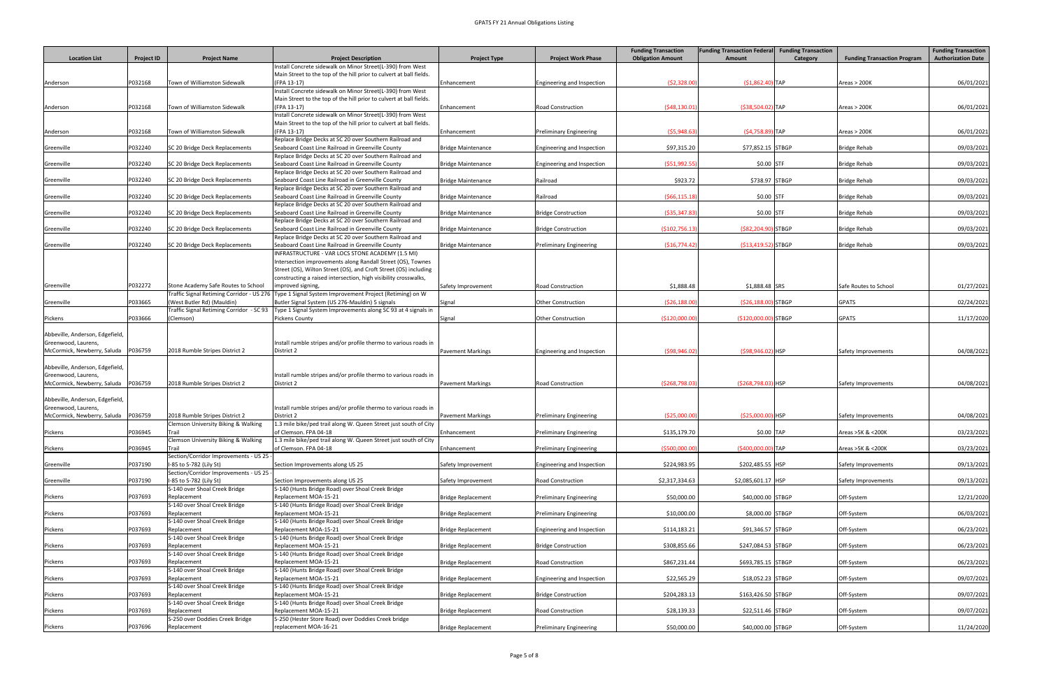| Location List | Project ID | Project Name | Project Description | Project Type | Project Work Phase | Funding Transaction Obligation Amount | Funding Transaction Federal Amount | Funding Transaction Category | Funding Transaction Program | Funding Transaction Authorization Date |
|---|---|---|---|---|---|---|---|---|---|---|
| Anderson | P032168 | Town of Williamston Sidewalk | Install Concrete sidewalk on Minor Street(L-390) from West Main Street to the top of the hill prior to culvert at ball fields. (FPA 13-17) | Enhancement | Engineering and Inspection | ($2,328.00) | ($1,862.40) | TAP | Areas > 200K | 06/01/2021 |
| Anderson | P032168 | Town of Williamston Sidewalk | Install Concrete sidewalk on Minor Street(L-390) from West Main Street to the top of the hill prior to culvert at ball fields. (FPA 13-17) | Enhancement | Road Construction | ($48,130.01) | ($38,504.02) | TAP | Areas > 200K | 06/01/2021 |
| Anderson | P032168 | Town of Williamston Sidewalk | Install Concrete sidewalk on Minor Street(L-390) from West Main Street to the top of the hill prior to culvert at ball fields. (FPA 13-17) | Enhancement | Preliminary Engineering | ($5,948.63) | ($4,758.89) | TAP | Areas > 200K | 06/01/2021 |
| Greenville | P032240 | SC 20 Bridge Deck Replacements | Replace Bridge Decks at SC 20 over Southern Railroad and Seaboard Coast Line Railroad in Greenville County | Bridge Maintenance | Engineering and Inspection | $97,315.20 | $77,852.15 | STBGP | Bridge Rehab | 09/03/2021 |
| Greenville | P032240 | SC 20 Bridge Deck Replacements | Replace Bridge Decks at SC 20 over Southern Railroad and Seaboard Coast Line Railroad in Greenville County | Bridge Maintenance | Engineering and Inspection | ($51,992.55) | $0.00 | STF | Bridge Rehab | 09/03/2021 |
| Greenville | P032240 | SC 20 Bridge Deck Replacements | Replace Bridge Decks at SC 20 over Southern Railroad and Seaboard Coast Line Railroad in Greenville County | Bridge Maintenance | Railroad | $923.72 | $738.97 | STBGP | Bridge Rehab | 09/03/2021 |
| Greenville | P032240 | SC 20 Bridge Deck Replacements | Replace Bridge Decks at SC 20 over Southern Railroad and Seaboard Coast Line Railroad in Greenville County | Bridge Maintenance | Railroad | ($66,115.18) | $0.00 | STF | Bridge Rehab | 09/03/2021 |
| Greenville | P032240 | SC 20 Bridge Deck Replacements | Replace Bridge Decks at SC 20 over Southern Railroad and Seaboard Coast Line Railroad in Greenville County | Bridge Maintenance | Bridge Construction | ($35,347.83) | $0.00 | STF | Bridge Rehab | 09/03/2021 |
| Greenville | P032240 | SC 20 Bridge Deck Replacements | Replace Bridge Decks at SC 20 over Southern Railroad and Seaboard Coast Line Railroad in Greenville County | Bridge Maintenance | Bridge Construction | ($102,756.13) | ($82,204.90) | STBGP | Bridge Rehab | 09/03/2021 |
| Greenville | P032240 | SC 20 Bridge Deck Replacements | Replace Bridge Decks at SC 20 over Southern Railroad and Seaboard Coast Line Railroad in Greenville County | Bridge Maintenance | Preliminary Engineering | ($16,774.42) | ($13,419.52) | STBGP | Bridge Rehab | 09/03/2021 |
| Greenville | P032272 | Stone Academy Safe Routes to School | INFRASTRUCTURE - VAR LOCS STONE ACADEMY (1.5 MI) Intersection improvements along Randall Street (OS), Townes Street (OS), Wilton Street (OS), and Croft Street (OS) including constructing a raised intersection, high visibility crosswalks, improved signing, | Safety Improvement | Road Construction | $1,888.48 | $1,888.48 | SRS | Safe Routes to School | 01/27/2021 |
| Greenville | P033665 | Traffic Signal Retiming Corridor - US 276 (West Butler Rd) (Mauldin) | Type 1 Signal System Improvement Project (Retiming) on W Butler Signal System (US 276-Mauldin) 5 signals | Signal | Other Construction | ($26,188.00) | ($26,188.00) | STBGP | GPATS | 02/24/2021 |
| Pickens | P033666 | Traffic Signal Retiming Corridor - SC 93 (Clemson) | Type 1 Signal System Improvements along SC 93 at 4 signals in Pickens County | Signal | Other Construction | ($120,000.00) | ($120,000.00) | STBGP | GPATS | 11/17/2020 |
| Abbeville, Anderson, Edgefield, Greenwood, Laurens, McCormick, Newberry, Saluda | P036759 | 2018 Rumble Stripes District 2 | Install rumble stripes and/or profile thermo to various roads in District 2 | Pavement Markings | Engineering and Inspection | ($98,946.02) | ($98,946.02) | HSP | Safety Improvements | 04/08/2021 |
| Abbeville, Anderson, Edgefield, Greenwood, Laurens, McCormick, Newberry, Saluda | P036759 | 2018 Rumble Stripes District 2 | Install rumble stripes and/or profile thermo to various roads in District 2 | Pavement Markings | Road Construction | ($268,798.03) | ($268,798.03) | HSP | Safety Improvements | 04/08/2021 |
| Abbeville, Anderson, Edgefield, Greenwood, Laurens, McCormick, Newberry, Saluda | P036759 | 2018 Rumble Stripes District 2 | Install rumble stripes and/or profile thermo to various roads in District 2 | Pavement Markings | Preliminary Engineering | ($25,000.00) | ($25,000.00) | HSP | Safety Improvements | 04/08/2021 |
| Pickens | P036945 | Clemson University Biking & Walking Trail | 1.3 mile bike/ped trail along W. Queen Street just south of City of Clemson. FPA 04-18 | Enhancement | Preliminary Engineering | $135,179.70 | $0.00 | TAP | Areas >5K & <200K | 03/23/2021 |
| Pickens | P036945 | Clemson University Biking & Walking Trail | 1.3 mile bike/ped trail along W. Queen Street just south of City of Clemson. FPA 04-18 | Enhancement | Preliminary Engineering | ($500,000.00) | ($400,000.00) | TAP | Areas >5K & <200K | 03/23/2021 |
| Greenville | P037190 | Section/Corridor Improvements - US 25 - I-85 to S-782 (Lily St) | Section Improvements along US 25 | Safety Improvement | Engineering and Inspection | $224,983.95 | $202,485.55 | HSP | Safety Improvements | 09/13/2021 |
| Greenville | P037190 | Section/Corridor Improvements - US 25 - I-85 to S-782 (Lily St) | Section Improvements along US 25 | Safety Improvement | Road Construction | $2,317,334.63 | $2,085,601.17 | HSP | Safety Improvements | 09/13/2021 |
| Pickens | P037693 | S-140 over Shoal Creek Bridge Replacement | S-140 (Hunts Bridge Road) over Shoal Creek Bridge Replacement MOA-15-21 | Bridge Replacement | Preliminary Engineering | $50,000.00 | $40,000.00 | STBGP | Off-System | 12/21/2020 |
| Pickens | P037693 | S-140 over Shoal Creek Bridge Replacement | S-140 (Hunts Bridge Road) over Shoal Creek Bridge Replacement MOA-15-21 | Bridge Replacement | Preliminary Engineering | $10,000.00 | $8,000.00 | STBGP | Off-System | 06/03/2021 |
| Pickens | P037693 | S-140 over Shoal Creek Bridge Replacement | S-140 (Hunts Bridge Road) over Shoal Creek Bridge Replacement MOA-15-21 | Bridge Replacement | Engineering and Inspection | $114,183.21 | $91,346.57 | STBGP | Off-System | 06/23/2021 |
| Pickens | P037693 | S-140 over Shoal Creek Bridge Replacement | S-140 (Hunts Bridge Road) over Shoal Creek Bridge Replacement MOA-15-21 | Bridge Replacement | Bridge Construction | $308,855.66 | $247,084.53 | STBGP | Off-System | 06/23/2021 |
| Pickens | P037693 | S-140 over Shoal Creek Bridge Replacement | S-140 (Hunts Bridge Road) over Shoal Creek Bridge Replacement MOA-15-21 | Bridge Replacement | Road Construction | $867,231.44 | $693,785.15 | STBGP | Off-System | 06/23/2021 |
| Pickens | P037693 | S-140 over Shoal Creek Bridge Replacement | S-140 (Hunts Bridge Road) over Shoal Creek Bridge Replacement MOA-15-21 | Bridge Replacement | Engineering and Inspection | $22,565.29 | $18,052.23 | STBGP | Off-System | 09/07/2021 |
| Pickens | P037693 | S-140 over Shoal Creek Bridge Replacement | S-140 (Hunts Bridge Road) over Shoal Creek Bridge Replacement MOA-15-21 | Bridge Replacement | Bridge Construction | $204,283.13 | $163,426.50 | STBGP | Off-System | 09/07/2021 |
| Pickens | P037693 | S-140 over Shoal Creek Bridge Replacement | S-140 (Hunts Bridge Road) over Shoal Creek Bridge Replacement MOA-15-21 | Bridge Replacement | Road Construction | $28,139.33 | $22,511.46 | STBGP | Off-System | 09/07/2021 |
| Pickens | P037696 | S-250 over Doddies Creek Bridge Replacement | S-250 (Hester Store Road) over Doddies Creek bridge replacement MOA-16-21 | Bridge Replacement | Preliminary Engineering | $50,000.00 | $40,000.00 | STBGP | Off-System | 11/24/2020 |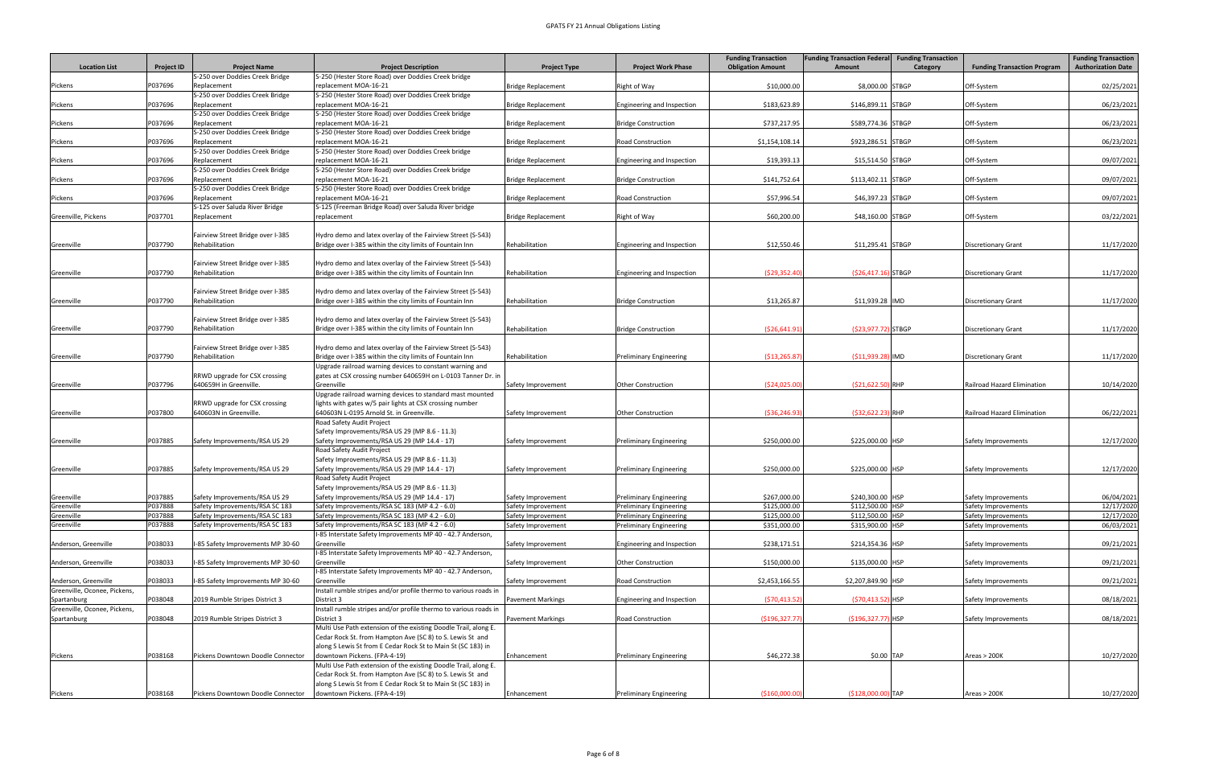| Location List | Project ID | Project Name | Project Description | Project Type | Project Work Phase | Funding Transaction Obligation Amount | Funding Transaction Federal Amount | Funding Transaction Category | Funding Transaction Program | Funding Transaction Authorization Date |
|---|---|---|---|---|---|---|---|---|---|---|
| Pickens | P037696 | S-250 over Doddies Creek Bridge Replacement | S-250 (Hester Store Road) over Doddies Creek bridge replacement MOA-16-21 | Bridge Replacement | Right of Way | $10,000.00 | $8,000.00 | STBGP | Off-System | 02/25/2021 |
| Pickens | P037696 | S-250 over Doddies Creek Bridge Replacement | S-250 (Hester Store Road) over Doddies Creek bridge replacement MOA-16-21 | Bridge Replacement | Engineering and Inspection | $183,623.89 | $146,899.11 | STBGP | Off-System | 06/23/2021 |
| Pickens | P037696 | S-250 over Doddies Creek Bridge Replacement | S-250 (Hester Store Road) over Doddies Creek bridge replacement MOA-16-21 | Bridge Replacement | Bridge Construction | $737,217.95 | $589,774.36 | STBGP | Off-System | 06/23/2021 |
| Pickens | P037696 | S-250 over Doddies Creek Bridge Replacement | S-250 (Hester Store Road) over Doddies Creek bridge replacement MOA-16-21 | Bridge Replacement | Road Construction | $1,154,108.14 | $923,286.51 | STBGP | Off-System | 06/23/2021 |
| Pickens | P037696 | S-250 over Doddies Creek Bridge Replacement | S-250 (Hester Store Road) over Doddies Creek bridge replacement MOA-16-21 | Bridge Replacement | Engineering and Inspection | $19,393.13 | $15,514.50 | STBGP | Off-System | 09/07/2021 |
| Pickens | P037696 | S-250 over Doddies Creek Bridge Replacement | S-250 (Hester Store Road) over Doddies Creek bridge replacement MOA-16-21 | Bridge Replacement | Bridge Construction | $141,752.64 | $113,402.11 | STBGP | Off-System | 09/07/2021 |
| Pickens | P037696 | S-250 over Doddies Creek Bridge Replacement | S-250 (Hester Store Road) over Doddies Creek bridge replacement MOA-16-21 | Bridge Replacement | Road Construction | $57,996.54 | $46,397.23 | STBGP | Off-System | 09/07/2021 |
| Greenville, Pickens | P037701 | S-125 over Saluda River Bridge Replacement | S-125 (Freeman Bridge Road) over Saluda River bridge replacement | Bridge Replacement | Right of Way | $60,200.00 | $48,160.00 | STBGP | Off-System | 03/22/2021 |
| Greenville | P037790 | Fairview Street Bridge over I-385 Rehabilitation | Hydro demo and latex overlay of the Fairview Street (S-543) Bridge over I-385 within the city limits of Fountain Inn | Rehabilitation | Engineering and Inspection | $12,550.46 | $11,295.41 | STBGP | Discretionary Grant | 11/17/2020 |
| Greenville | P037790 | Fairview Street Bridge over I-385 Rehabilitation | Hydro demo and latex overlay of the Fairview Street (S-543) Bridge over I-385 within the city limits of Fountain Inn | Rehabilitation | Engineering and Inspection | ($29,352.40) | ($26,417.16) | STBGP | Discretionary Grant | 11/17/2020 |
| Greenville | P037790 | Fairview Street Bridge over I-385 Rehabilitation | Hydro demo and latex overlay of the Fairview Street (S-543) Bridge over I-385 within the city limits of Fountain Inn | Rehabilitation | Bridge Construction | $13,265.87 | $11,939.28 | IMD | Discretionary Grant | 11/17/2020 |
| Greenville | P037790 | Fairview Street Bridge over I-385 Rehabilitation | Hydro demo and latex overlay of the Fairview Street (S-543) Bridge over I-385 within the city limits of Fountain Inn | Rehabilitation | Bridge Construction | ($26,641.91) | ($23,977.72) | STBGP | Discretionary Grant | 11/17/2020 |
| Greenville | P037790 | Fairview Street Bridge over I-385 Rehabilitation | Hydro demo and latex overlay of the Fairview Street (S-543) Bridge over I-385 within the city limits of Fountain Inn | Rehabilitation | Preliminary Engineering | ($13,265.87) | ($11,939.28) | IMD | Discretionary Grant | 11/17/2020 |
| Greenville | P037796 | RRWD upgrade for CSX crossing 640659H in Greenville. | Upgrade railroad warning devices to constant warning and gates at CSX crossing number 640659H on L-0103 Tanner Dr. in Greenville | Safety Improvement | Other Construction | ($24,025.00) | ($21,622.50) | RHP | Railroad Hazard Elimination | 10/14/2020 |
| Greenville | P037800 | RRWD upgrade for CSX crossing 640603N in Greenville. | Upgrade railroad warning devices to standard mast mounted lights with gates w/5 pair lights at CSX crossing number 640603N L-0195 Arnold St. in Greenville. | Safety Improvement | Other Construction | ($36,246.93) | ($32,622.23) | RHP | Railroad Hazard Elimination | 06/22/2021 |
| Greenville | P037885 | Safety Improvements/RSA US 29 | Road Safety Audit Project Safety Improvements/RSA US 29 (MP 8.6 - 11.3) Safety Improvements/RSA US 29 (MP 14.4 - 17) | Safety Improvement | Preliminary Engineering | $250,000.00 | $225,000.00 | HSP | Safety Improvements | 12/17/2020 |
| Greenville | P037885 | Safety Improvements/RSA US 29 | Road Safety Audit Project Safety Improvements/RSA US 29 (MP 8.6 - 11.3) Safety Improvements/RSA US 29 (MP 14.4 - 17) | Safety Improvement | Preliminary Engineering | $250,000.00 | $225,000.00 | HSP | Safety Improvements | 12/17/2020 |
| Greenville | P037885 | Safety Improvements/RSA US 29 | Road Safety Audit Project Safety Improvements/RSA US 29 (MP 8.6 - 11.3) Safety Improvements/RSA US 29 (MP 14.4 - 17) | Safety Improvement | Preliminary Engineering | $267,000.00 | $240,300.00 | HSP | Safety Improvements | 06/04/2021 |
| Greenville | P037888 | Safety Improvements/RSA SC 183 | Safety Improvements/RSA SC 183 (MP 4.2 - 6.0) | Safety Improvement | Preliminary Engineering | $125,000.00 | $112,500.00 | HSP | Safety Improvements | 12/17/2020 |
| Greenville | P037888 | Safety Improvements/RSA SC 183 | Safety Improvements/RSA SC 183 (MP 4.2 - 6.0) | Safety Improvement | Preliminary Engineering | $125,000.00 | $112,500.00 | HSP | Safety Improvements | 12/17/2020 |
| Greenville | P037888 | Safety Improvements/RSA SC 183 | Safety Improvements/RSA SC 183 (MP 4.2 - 6.0) | Safety Improvement | Preliminary Engineering | $351,000.00 | $315,900.00 | HSP | Safety Improvements | 06/03/2021 |
| Anderson, Greenville | P038033 | I-85 Safety Improvements MP 30-60 | I-85 Interstate Safety Improvements MP 40 - 42.7 Anderson, Greenville | Safety Improvement | Engineering and Inspection | $238,171.51 | $214,354.36 | HSP | Safety Improvements | 09/21/2021 |
| Anderson, Greenville | P038033 | I-85 Safety Improvements MP 30-60 | I-85 Interstate Safety Improvements MP 40 - 42.7 Anderson, Greenville | Safety Improvement | Other Construction | $150,000.00 | $135,000.00 | HSP | Safety Improvements | 09/21/2021 |
| Anderson, Greenville | P038033 | I-85 Safety Improvements MP 30-60 | I-85 Interstate Safety Improvements MP 40 - 42.7 Anderson, Greenville | Safety Improvement | Road Construction | $2,453,166.55 | $2,207,849.90 | HSP | Safety Improvements | 09/21/2021 |
| Greenville, Oconee, Pickens, Spartanburg | P038048 | 2019 Rumble Stripes District 3 | Install rumble stripes and/or profile thermo to various roads in District 3 | Pavement Markings | Engineering and Inspection | ($70,413.52) | ($70,413.52) | HSP | Safety Improvements | 08/18/2021 |
| Greenville, Oconee, Pickens, Spartanburg | P038048 | 2019 Rumble Stripes District 3 | Install rumble stripes and/or profile thermo to various roads in District 3 | Pavement Markings | Road Construction | ($196,327.77) | ($196,327.77) | HSP | Safety Improvements | 08/18/2021 |
| Pickens | P038168 | Pickens Downtown Doodle Connector | Multi Use Path extension of the existing Doodle Trail, along E. Cedar Rock St. from Hampton Ave (SC 8) to S. Lewis St and along S Lewis St from E Cedar Rock St to Main St (SC 183) in downtown Pickens. (FPA-4-19) | Enhancement | Preliminary Engineering | $46,272.38 | $0.00 | TAP | Areas > 200K | 10/27/2020 |
| Pickens | P038168 | Pickens Downtown Doodle Connector | Multi Use Path extension of the existing Doodle Trail, along E. Cedar Rock St. from Hampton Ave (SC 8) to S. Lewis St and along S Lewis St from E Cedar Rock St to Main St (SC 183) in downtown Pickens. (FPA-4-19) | Enhancement | Preliminary Engineering | ($160,000.00) | ($128,000.00) | TAP | Areas > 200K | 10/27/2020 |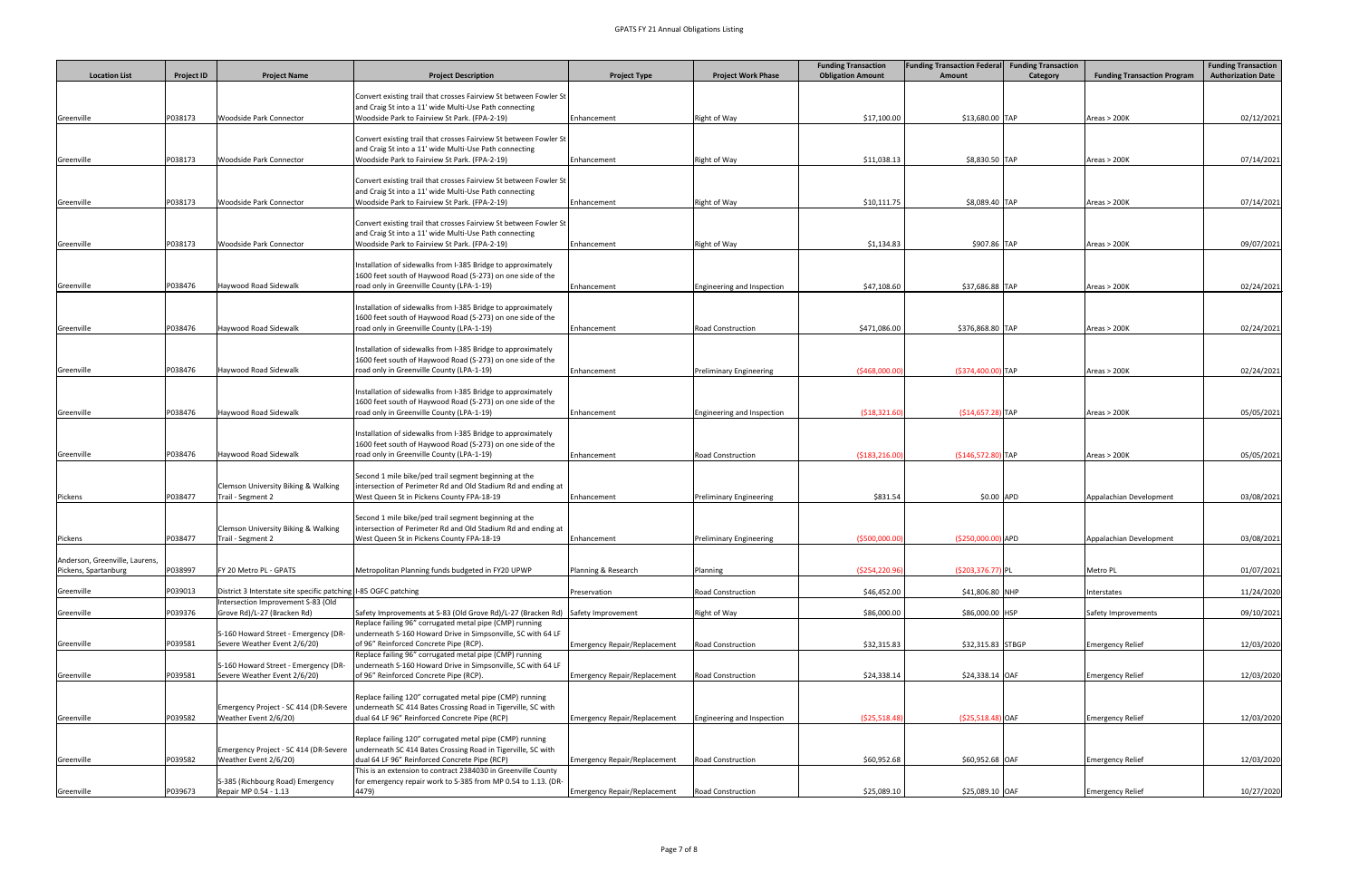| Location List | Project ID | Project Name | Project Description | Project Type | Project Work Phase | Funding Transaction Obligation Amount | Funding Transaction Federal Amount | Funding Transaction Category | Funding Transaction Program | Funding Transaction Authorization Date |
|---|---|---|---|---|---|---|---|---|---|---|
| Greenville | P038173 | Woodside Park Connector | Convert existing trail that crosses Fairview St between Fowler St and Craig St into a 11' wide Multi-Use Path connecting Woodside Park to Fairview St Park. (FPA-2-19) | Enhancement | Right of Way | $17,100.00 | $13,680.00 | TAP | Areas > 200K | 02/12/2021 |
| Greenville | P038173 | Woodside Park Connector | Convert existing trail that crosses Fairview St between Fowler St and Craig St into a 11' wide Multi-Use Path connecting Woodside Park to Fairview St Park. (FPA-2-19) | Enhancement | Right of Way | $11,038.13 | $8,830.50 | TAP | Areas > 200K | 07/14/2021 |
| Greenville | P038173 | Woodside Park Connector | Convert existing trail that crosses Fairview St between Fowler St and Craig St into a 11' wide Multi-Use Path connecting Woodside Park to Fairview St Park. (FPA-2-19) | Enhancement | Right of Way | $10,111.75 | $8,089.40 | TAP | Areas > 200K | 07/14/2021 |
| Greenville | P038173 | Woodside Park Connector | Convert existing trail that crosses Fairview St between Fowler St and Craig St into a 11' wide Multi-Use Path connecting Woodside Park to Fairview St Park. (FPA-2-19) | Enhancement | Right of Way | $1,134.83 | $907.86 | TAP | Areas > 200K | 09/07/2021 |
| Greenville | P038476 | Haywood Road Sidewalk | Installation of sidewalks from I-385 Bridge to approximately 1600 feet south of Haywood Road (S-273) on one side of the road only in Greenville County (LPA-1-19) | Enhancement | Engineering and Inspection | $47,108.60 | $37,686.88 | TAP | Areas > 200K | 02/24/2021 |
| Greenville | P038476 | Haywood Road Sidewalk | Installation of sidewalks from I-385 Bridge to approximately 1600 feet south of Haywood Road (S-273) on one side of the road only in Greenville County (LPA-1-19) | Enhancement | Road Construction | $471,086.00 | $376,868.80 | TAP | Areas > 200K | 02/24/2021 |
| Greenville | P038476 | Haywood Road Sidewalk | Installation of sidewalks from I-385 Bridge to approximately 1600 feet south of Haywood Road (S-273) on one side of the road only in Greenville County (LPA-1-19) | Enhancement | Preliminary Engineering | ($468,000.00) | ($374,400.00) | TAP | Areas > 200K | 02/24/2021 |
| Greenville | P038476 | Haywood Road Sidewalk | Installation of sidewalks from I-385 Bridge to approximately 1600 feet south of Haywood Road (S-273) on one side of the road only in Greenville County (LPA-1-19) | Enhancement | Engineering and Inspection | ($18,321.60) | ($14,657.28) | TAP | Areas > 200K | 05/05/2021 |
| Greenville | P038476 | Haywood Road Sidewalk | Installation of sidewalks from I-385 Bridge to approximately 1600 feet south of Haywood Road (S-273) on one side of the road only in Greenville County (LPA-1-19) | Enhancement | Road Construction | ($183,216.00) | ($146,572.80) | TAP | Areas > 200K | 05/05/2021 |
| Pickens | P038477 | Clemson University Biking & Walking Trail - Segment 2 | Second 1 mile bike/ped trail segment beginning at the intersection of Perimeter Rd and Old Stadium Rd and ending at West Queen St in Pickens County FPA-18-19 | Enhancement | Preliminary Engineering | $831.54 | $0.00 | APD | Appalachian Development | 03/08/2021 |
| Pickens | P038477 | Clemson University Biking & Walking Trail - Segment 2 | Second 1 mile bike/ped trail segment beginning at the intersection of Perimeter Rd and Old Stadium Rd and ending at West Queen St in Pickens County FPA-18-19 | Enhancement | Preliminary Engineering | ($500,000.00) | ($250,000.00) | APD | Appalachian Development | 03/08/2021 |
| Anderson, Greenville, Laurens, Pickens, Spartanburg | P038997 | FY 20 Metro PL - GPATS | Metropolitan Planning funds budgeted in FY20 UPWP | Planning & Research | Planning | ($254,220.96) | ($203,376.77) | PL | Metro PL | 01/07/2021 |
| Greenville | P039013 | District 3 Interstate site specific patching I-85 OGFC patching | | Preservation | Road Construction | $46,452.00 | $41,806.80 | NHP | Interstates | 11/24/2020 |
| Greenville | P039376 | Intersection Improvement S-83 (Old Grove Rd)/L-27 (Bracken Rd) | Safety Improvements at S-83 (Old Grove Rd)/L-27 (Bracken Rd) | Safety Improvement | Right of Way | $86,000.00 | $86,000.00 | HSP | Safety Improvements | 09/10/2021 |
| Greenville | P039581 | S-160 Howard Street - Emergency (DR-Severe Weather Event 2/6/20) | Replace failing 96" corrugated metal pipe (CMP) running underneath S-160 Howard Drive in Simpsonville, SC with 64 LF of 96" Reinforced Concrete Pipe (RCP). | Emergency Repair/Replacement | Road Construction | $32,315.83 | $32,315.83 | STBGP | Emergency Relief | 12/03/2020 |
| Greenville | P039581 | S-160 Howard Street - Emergency (DR-Severe Weather Event 2/6/20) | Replace failing 96" corrugated metal pipe (CMP) running underneath S-160 Howard Drive in Simpsonville, SC with 64 LF of 96" Reinforced Concrete Pipe (RCP). | Emergency Repair/Replacement | Road Construction | $24,338.14 | $24,338.14 | OAF | Emergency Relief | 12/03/2020 |
| Greenville | P039582 | Emergency Project - SC 414 (DR-Severe Weather Event 2/6/20) | Replace failing 120" corrugated metal pipe (CMP) running underneath SC 414 Bates Crossing Road in Tigerville, SC with dual 64 LF 96" Reinforced Concrete Pipe (RCP) | Emergency Repair/Replacement | Engineering and Inspection | ($25,518.48) | ($25,518.48) | OAF | Emergency Relief | 12/03/2020 |
| Greenville | P039582 | Emergency Project - SC 414 (DR-Severe Weather Event 2/6/20) | Replace failing 120" corrugated metal pipe (CMP) running underneath SC 414 Bates Crossing Road in Tigerville, SC with dual 64 LF 96" Reinforced Concrete Pipe (RCP) | Emergency Repair/Replacement | Road Construction | $60,952.68 | $60,952.68 | OAF | Emergency Relief | 12/03/2020 |
| Greenville | P039673 | S-385 (Richbourg Road) Emergency Repair MP 0.54 - 1.13 | This is an extension to contract 2384030 in Greenville County for emergency repair work to S-385 from MP 0.54 to 1.13. (DR-4479) | Emergency Repair/Replacement | Road Construction | $25,089.10 | $25,089.10 | OAF | Emergency Relief | 10/27/2020 |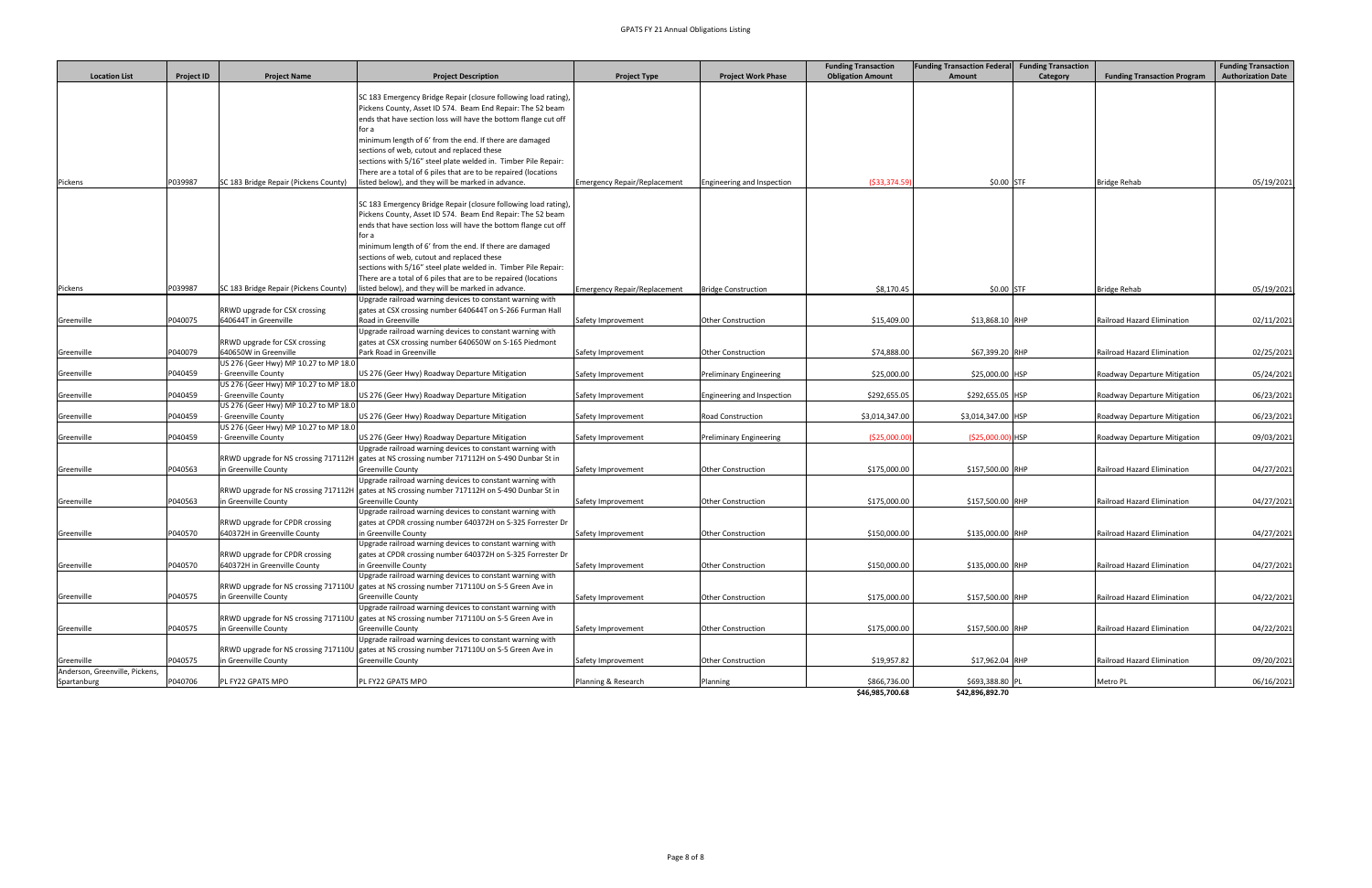# GPATS FY 21 Annual Obligations Listing

| Location List | Project ID | Project Name | Project Description | Project Type | Project Work Phase | Funding Transaction Obligation Amount | Funding Transaction Federal Amount | Funding Transaction Category | Funding Transaction Program | Funding Transaction Authorization Date |
|---|---|---|---|---|---|---|---|---|---|---|
| Pickens | P039987 | SC 183 Bridge Repair (Pickens County) | SC 183 Emergency Bridge Repair (closure following load rating), Pickens County, Asset ID 574. Beam End Repair: The 52 beam ends that have section loss will have the bottom flange cut off for a minimum length of 6' from the end. If there are damaged sections of web, cutout and replaced these sections with 5/16" steel plate welded in. Timber Pile Repair: There are a total of 6 piles that are to be repaired (locations listed below), and they will be marked in advance. | Emergency Repair/Replacement | Engineering and Inspection | ($33,374.59) | $0.00 | STF | Bridge Rehab | 05/19/2021 |
| Pickens | P039987 | SC 183 Bridge Repair (Pickens County) | SC 183 Emergency Bridge Repair (closure following load rating), Pickens County, Asset ID 574. Beam End Repair: The 52 beam ends that have section loss will have the bottom flange cut off for a minimum length of 6' from the end. If there are damaged sections of web, cutout and replaced these sections with 5/16" steel plate welded in. Timber Pile Repair: There are a total of 6 piles that are to be repaired (locations listed below), and they will be marked in advance. | Emergency Repair/Replacement | Bridge Construction | $8,170.45 | $0.00 | STF | Bridge Rehab | 05/19/2021 |
| Greenville | P040075 | RRWD upgrade for CSX crossing 640644T in Greenville | Upgrade railroad warning devices to constant warning with gates at CSX crossing number 640644T on S-266 Furman Hall Road in Greenville | Safety Improvement | Other Construction | $15,409.00 | $13,868.10 | RHP | Railroad Hazard Elimination | 02/11/2021 |
| Greenville | P040079 | RRWD upgrade for CSX crossing 640650W in Greenville | Upgrade railroad warning devices to constant warning with gates at CSX crossing number 640650W on S-165 Piedmont Park Road in Greenville | Safety Improvement | Other Construction | $74,888.00 | $67,399.20 | RHP | Railroad Hazard Elimination | 02/25/2021 |
| Greenville | P040459 | US 276 (Geer Hwy) MP 10.27 to MP 18.0 - Greenville County | US 276 (Geer Hwy) Roadway Departure Mitigation | Safety Improvement | Preliminary Engineering | $25,000.00 | $25,000.00 | HSP | Roadway Departure Mitigation | 05/24/2021 |
| Greenville | P040459 | US 276 (Geer Hwy) MP 10.27 to MP 18.0 - Greenville County | US 276 (Geer Hwy) Roadway Departure Mitigation | Safety Improvement | Engineering and Inspection | $292,655.05 | $292,655.05 | HSP | Roadway Departure Mitigation | 06/23/2021 |
| Greenville | P040459 | US 276 (Geer Hwy) MP 10.27 to MP 18.0 - Greenville County | US 276 (Geer Hwy) Roadway Departure Mitigation | Safety Improvement | Road Construction | $3,014,347.00 | $3,014,347.00 | HSP | Roadway Departure Mitigation | 06/23/2021 |
| Greenville | P040459 | US 276 (Geer Hwy) MP 10.27 to MP 18.0 - Greenville County | US 276 (Geer Hwy) Roadway Departure Mitigation | Safety Improvement | Preliminary Engineering | ($25,000.00) | ($25,000.00) | HSP | Roadway Departure Mitigation | 09/03/2021 |
| Greenville | P040563 | RRWD upgrade for NS crossing 717112H in Greenville County | Upgrade railroad warning devices to constant warning with gates at NS crossing number 717112H on S-490 Dunbar St in Greenville County | Safety Improvement | Other Construction | $175,000.00 | $157,500.00 | RHP | Railroad Hazard Elimination | 04/27/2021 |
| Greenville | P040563 | RRWD upgrade for NS crossing 717112H in Greenville County | Upgrade railroad warning devices to constant warning with gates at NS crossing number 717112H on S-490 Dunbar St in Greenville County | Safety Improvement | Other Construction | $175,000.00 | $157,500.00 | RHP | Railroad Hazard Elimination | 04/27/2021 |
| Greenville | P040570 | RRWD upgrade for CPDR crossing 640372H in Greenville County | Upgrade railroad warning devices to constant warning with gates at CPDR crossing number 640372H on S-325 Forrester Dr in Greenville County | Safety Improvement | Other Construction | $150,000.00 | $135,000.00 | RHP | Railroad Hazard Elimination | 04/27/2021 |
| Greenville | P040570 | RRWD upgrade for CPDR crossing 640372H in Greenville County | Upgrade railroad warning devices to constant warning with gates at CPDR crossing number 640372H on S-325 Forrester Dr in Greenville County | Safety Improvement | Other Construction | $150,000.00 | $135,000.00 | RHP | Railroad Hazard Elimination | 04/27/2021 |
| Greenville | P040575 | RRWD upgrade for NS crossing 717110U in Greenville County | Upgrade railroad warning devices to constant warning with gates at NS crossing number 717110U on S-5 Green Ave in Greenville County | Safety Improvement | Other Construction | $175,000.00 | $157,500.00 | RHP | Railroad Hazard Elimination | 04/22/2021 |
| Greenville | P040575 | RRWD upgrade for NS crossing 717110U in Greenville County | Upgrade railroad warning devices to constant warning with gates at NS crossing number 717110U on S-5 Green Ave in Greenville County | Safety Improvement | Other Construction | $175,000.00 | $157,500.00 | RHP | Railroad Hazard Elimination | 04/22/2021 |
| Greenville | P040575 | RRWD upgrade for NS crossing 717110U in Greenville County | Upgrade railroad warning devices to constant warning with gates at NS crossing number 717110U on S-5 Green Ave in Greenville County | Safety Improvement | Other Construction | $19,957.82 | $17,962.04 | RHP | Railroad Hazard Elimination | 09/20/2021 |
| Anderson, Greenville, Pickens, Spartanburg | P040706 | PL FY22 GPATS MPO | PL FY22 GPATS MPO | Planning & Research | Planning | $866,736.00 | $693,388.80 | PL | Metro PL | 06/16/2021 |
| | | | | | | $46,985,700.68 | $42,896,892.70 | | | |